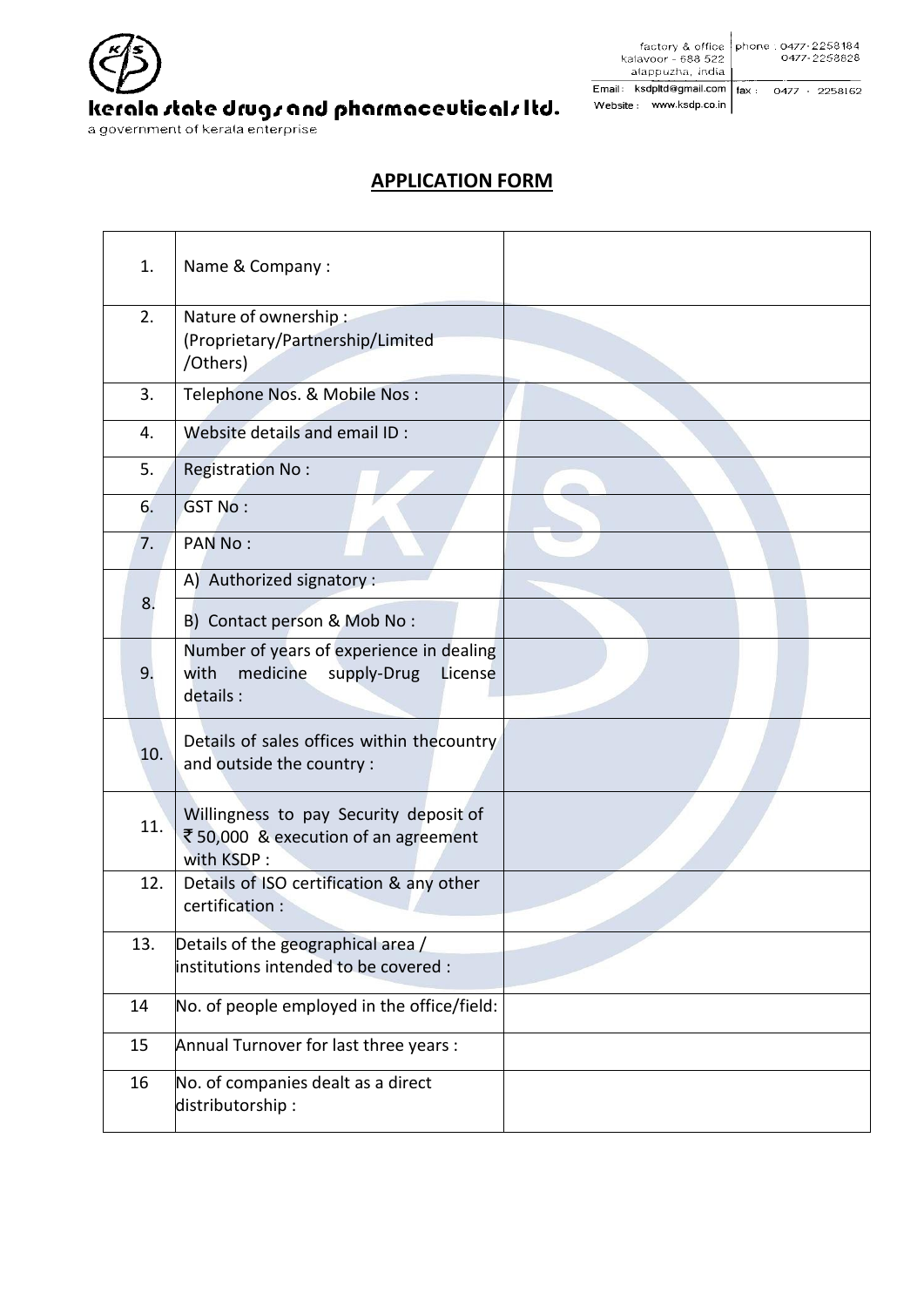kerala state drugs and pharmaceuticals ltd.
a government of kerala enterprise

factory & office kalavoor - 688 522 alappuzha, india | phone : 0477-2258184 0477-2258828
Email : ksdpltd@gmail.com | fax : 0477 - 2258162
Website : www.ksdp.co.in

## APPLICATION FORM

| | | |
|---|---|---|
| 1. | Name & Company : | |
| 2. | Nature of ownership : (Proprietary/Partnership/Limited /Others) | |
| 3. | Telephone Nos. & Mobile Nos : | |
| 4. | Website details and email ID : | |
| 5. | Registration No : | |
| 6. | GST No : | |
| 7. | PAN No : | |
| 8. | A) Authorized signatory : | |
| | B) Contact person & Mob No : | |
| 9. | Number of years of experience in dealing with medicine supply-Drug License details : | |
| 10. | Details of sales offices within thecountry and outside the country : | |
| 11. | Willingness to pay Security deposit of ₹ 50,000 & execution of an agreement with KSDP : | |
| 12. | Details of ISO certification & any other certification : | |
| 13. | Details of the geographical area / institutions intended to be covered : | |
| 14 | No. of people employed in the office/field: | |
| 15 | Annual Turnover for last three years : | |
| 16 | No. of companies dealt as a direct distributorship : | |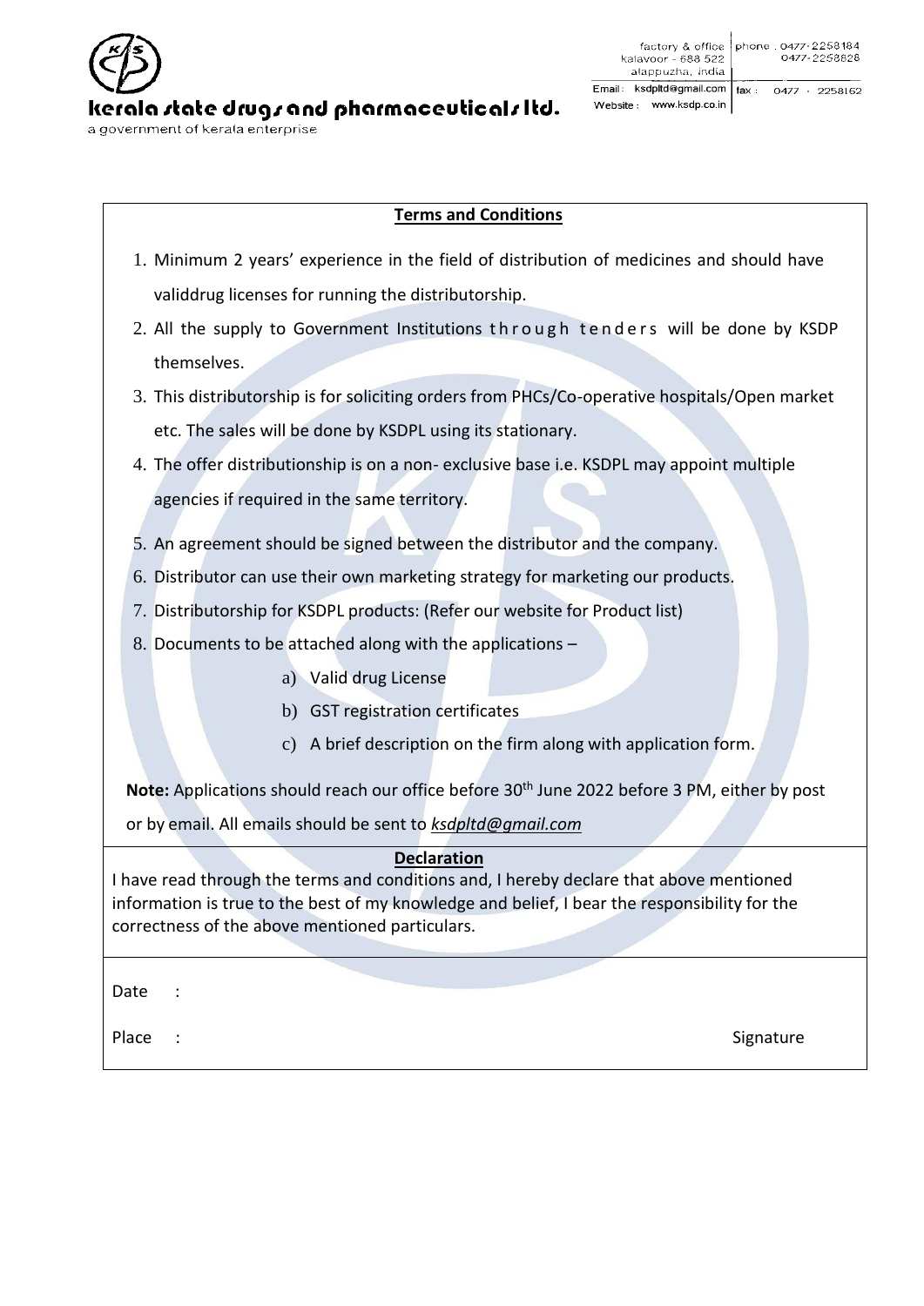kerala state drugs and pharmaceuticals ltd.
a government of kerala enterprise

factory & office
kalavoor - 688 522
alappuzha, india

phone : 0477-2258184
0477-2258828

Email : ksdpltd@gmail.com
Website : www.ksdp.co.in

fax : 0477 - 2258162

## Terms and Conditions

1. Minimum 2 years' experience in the field of distribution of medicines and should have validdrug licenses for running the distributorship.
2. All the supply to Government Institutions through tenders will be done by KSDP themselves.
3. This distributorship is for soliciting orders from PHCs/Co-operative hospitals/Open market etc. The sales will be done by KSDPL using its stationary.
4. The offer distributionship is on a non- exclusive base i.e. KSDPL may appoint multiple agencies if required in the same territory.
5. An agreement should be signed between the distributor and the company.
6. Distributor can use their own marketing strategy for marketing our products.
7. Distributorship for KSDPL products: (Refer our website for Product list)
8. Documents to be attached along with the applications –
   a) Valid drug License
   b) GST registration certificates
   c) A brief description on the firm along with application form.

**Note:** Applications should reach our office before 30th June 2022 before 3 PM, either by post or by email. All emails should be sent to *ksdpltd@gmail.com*

## Declaration

I have read through the terms and conditions and, I hereby declare that above mentioned information is true to the best of my knowledge and belief, I bear the responsibility for the correctness of the above mentioned particulars.

Date :

Place :

Signature